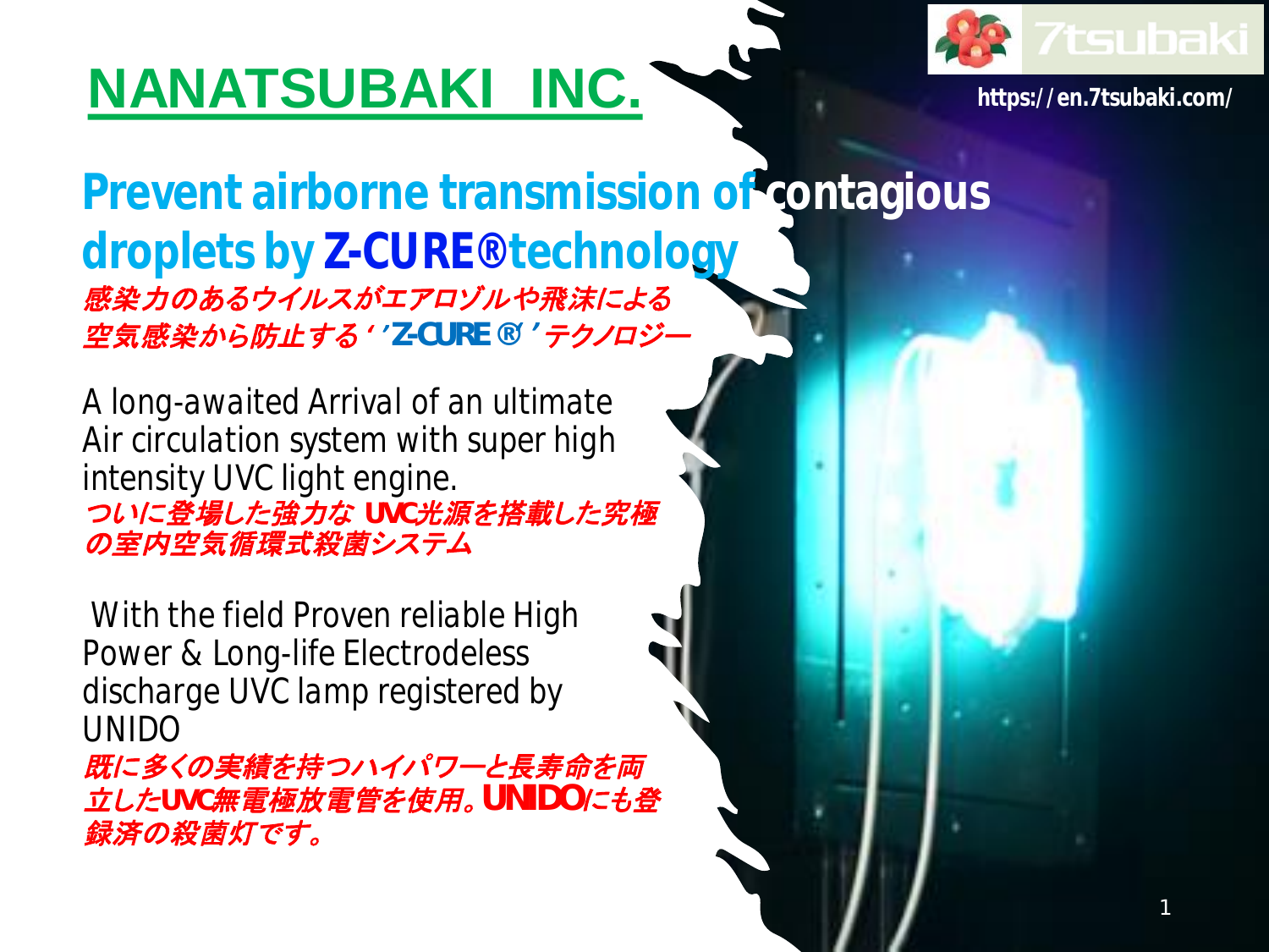# NANATSUBAKI INC.

7tsubaki

https://en.7tsubaki.com/

## Prevent airborne transmission of contagious droplets by Z-CURE®technology

*感染力のあるウイルスがエアロゾルや飛沫による空気感染から防止する''Z-CURE®''テクノロジー*

A long-awaited Arrival of an ultimate Air circulation system with super high intensity UVC light engine.

*ついに登場した強力なUVC光源を搭載した究極の室内空気循環式殺菌システム*

With the field Proven reliable High Power & Long-life Electrodeless discharge UVC lamp registered by UNIDO

*既に多くの実績を持つハイパワーと長寿命を両立したUVC無電極放電管を使用。UNIDOにも登録済の殺菌灯です。*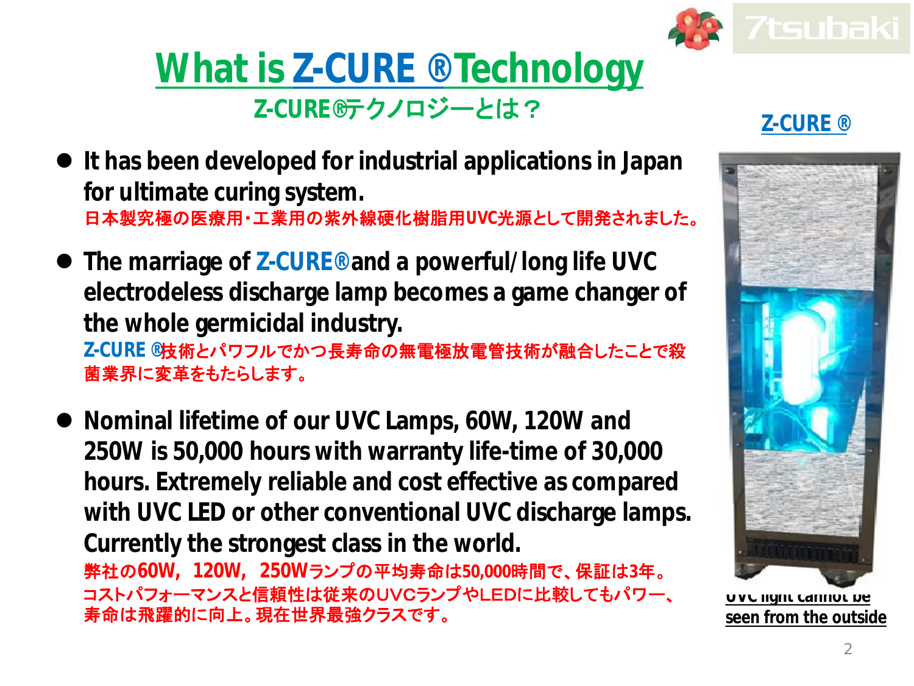# What is Z-CURE ®Technology

## Z-CURE®テクノロジーとは？

- **It has been developed for industrial applications in Japan for ultimate curing system.**
  日本製究極の医療用･工業用の紫外線硬化樹脂用UVC光源として開発されました。

- **The marriage of Z-CURE®and a powerful/long life UVC electrodeless discharge lamp becomes a game changer of the whole germicidal industry.**
  Z-CURE ®技術とパワフルでかつ長寿命の無電極放電管技術が融合したことで殺菌業界に変革をもたらします。

- **Nominal lifetime of our UVC Lamps, 60W, 120W and 250W is 50,000 hours with warranty life-time of 30,000 hours. Extremely reliable and cost effective as compared with UVC LED or other conventional UVC discharge lamps. Currently the strongest class in the world.**
  弊社の60W，120W，250Wランプの平均寿命は50,000時間で、保証は3年。
  コストパフォーマンスと信頼性は従来のUVCランプやLEDに比較してもパワー、寿命は飛躍的に向上。現在世界最強クラスです。

**Z-CURE ®**

UVC light cannot be seen from the outside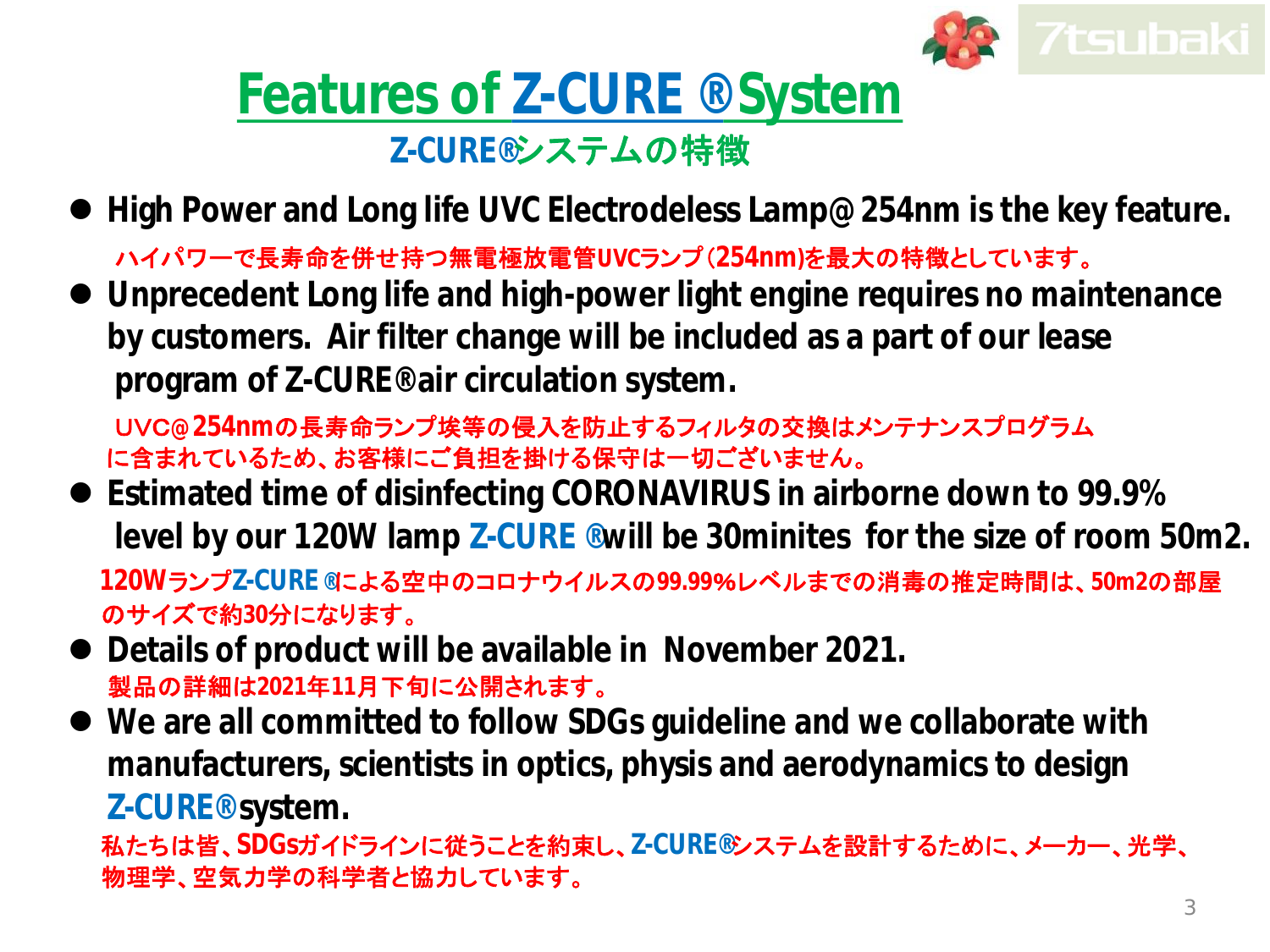# Features of Z-CURE ®System

## Z-CURE®システムの特徴

- **High Power and Long life UVC Electrodeless Lamp@ 254nm is the key feature.**

  ハイパワーで長寿命を併せ持つ無電極放電管UVCランプ(254nm)を最大の特徴としています。

- **Unprecedent Long life and high-power light engine requires no maintenance by customers. Air filter change will be included as a part of our lease program of Z-CURE®air circulation system.**

  UVC@254nmの長寿命ランプ埃等の侵入を防止するフィルタの交換はメンテナンスプログラムに含まれているため、お客様にご負担を掛ける保守は一切ございません。

- **Estimated time of disinfecting CORONAVIRUS in airborne down to 99.9% level by our 120W lamp Z-CURE ®will be 30minites for the size of room 50m2.**

  120WランプZ-CURE ®による空中のコロナウイルスの99.99%レベルまでの消毒の推定時間は、50m2の部屋のサイズで約30分になります。

- **Details of product will be available in November 2021.**

  製品の詳細は2021年11月下旬に公開されます。

- **We are all committed to follow SDGs guideline and we collaborate with manufacturers, scientists in optics, physis and aerodynamics to design Z-CURE®system.**

  私たちは皆、SDGsガイドラインに従うことを約束し、Z-CURE®システムを設計するために、メーカー、光学、物理学、空気力学の科学者と協力しています。